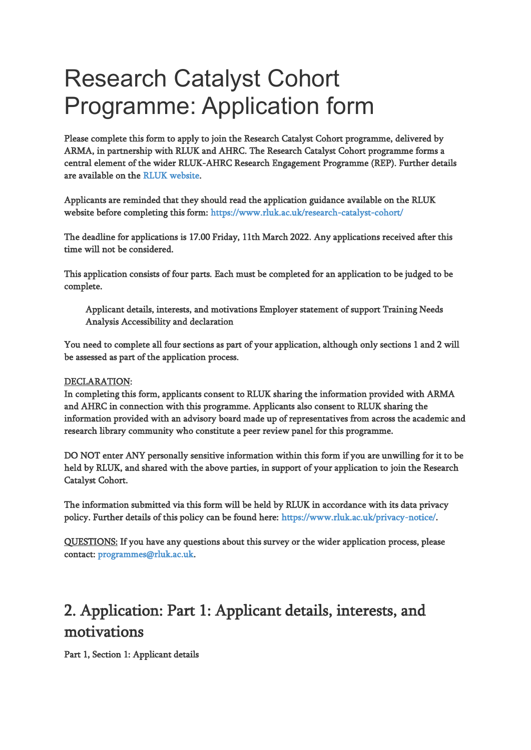# Research Catalyst Cohort Programme: Application form

Please complete this form to apply to join the Research Catalyst Cohort programme, delivered by ARMA, in partnership with RLUK and AHRC. The Research Catalyst Cohort programme forms a central element of the wider RLUK-AHRC Research Engagement Programme (REP). Further details are available on the RLUK website.

Applicants are reminded that they should read the application guidance available on the RLUK website before completing this form: https://www.rluk.ac.uk/research-catalyst-cohort/

The deadline for applications is 17.00 Friday, 11th March 2022. Any applications received after this time will not be considered.

This application consists of four parts. Each must be completed for an application to be judged to be complete.

> Applicant details, interests, and motivations Employer statement of support Training Needs Analysis Accessibility and declaration

You need to complete all four sections as part of your application, although only sections 1 and 2 will be assessed as part of the application process.

DECLARATION:
In completing this form, applicants consent to RLUK sharing the information provided with ARMA and AHRC in connection with this programme. Applicants also consent to RLUK sharing the information provided with an advisory board made up of representatives from across the academic and research library community who constitute a peer review panel for this programme.

DO NOT enter ANY personally sensitive information within this form if you are unwilling for it to be held by RLUK, and shared with the above parties, in support of your application to join the Research Catalyst Cohort.

The information submitted via this form will be held by RLUK in accordance with its data privacy policy. Further details of this policy can be found here: https://www.rluk.ac.uk/privacy-notice/.

QUESTIONS: If you have any questions about this survey or the wider application process, please contact: programmes@rluk.ac.uk.

## 2. Application: Part 1: Applicant details, interests, and motivations

Part 1, Section 1: Applicant details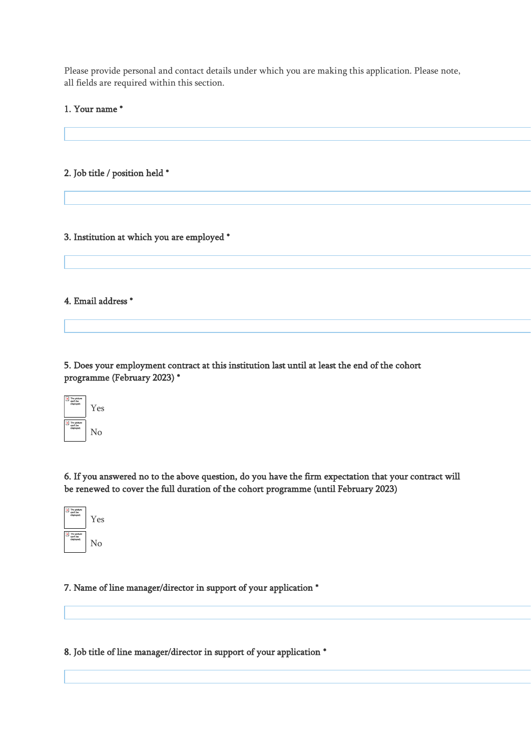Please provide personal and contact details under which you are making this application. Please note, all fields are required within this section.

**1. Your name ***

**2. Job title / position held ***

**3. Institution at which you are employed ***

**4. Email address ***

**5. Does your employment contract at this institution last until at least the end of the cohort programme (February 2023) ***

- Yes
- No

**6. If you answered no to the above question, do you have the firm expectation that your contract will be renewed to cover the full duration of the cohort programme (until February 2023)**

- Yes
- No

**7. Name of line manager/director in support of your application ***

**8. Job title of line manager/director in support of your application ***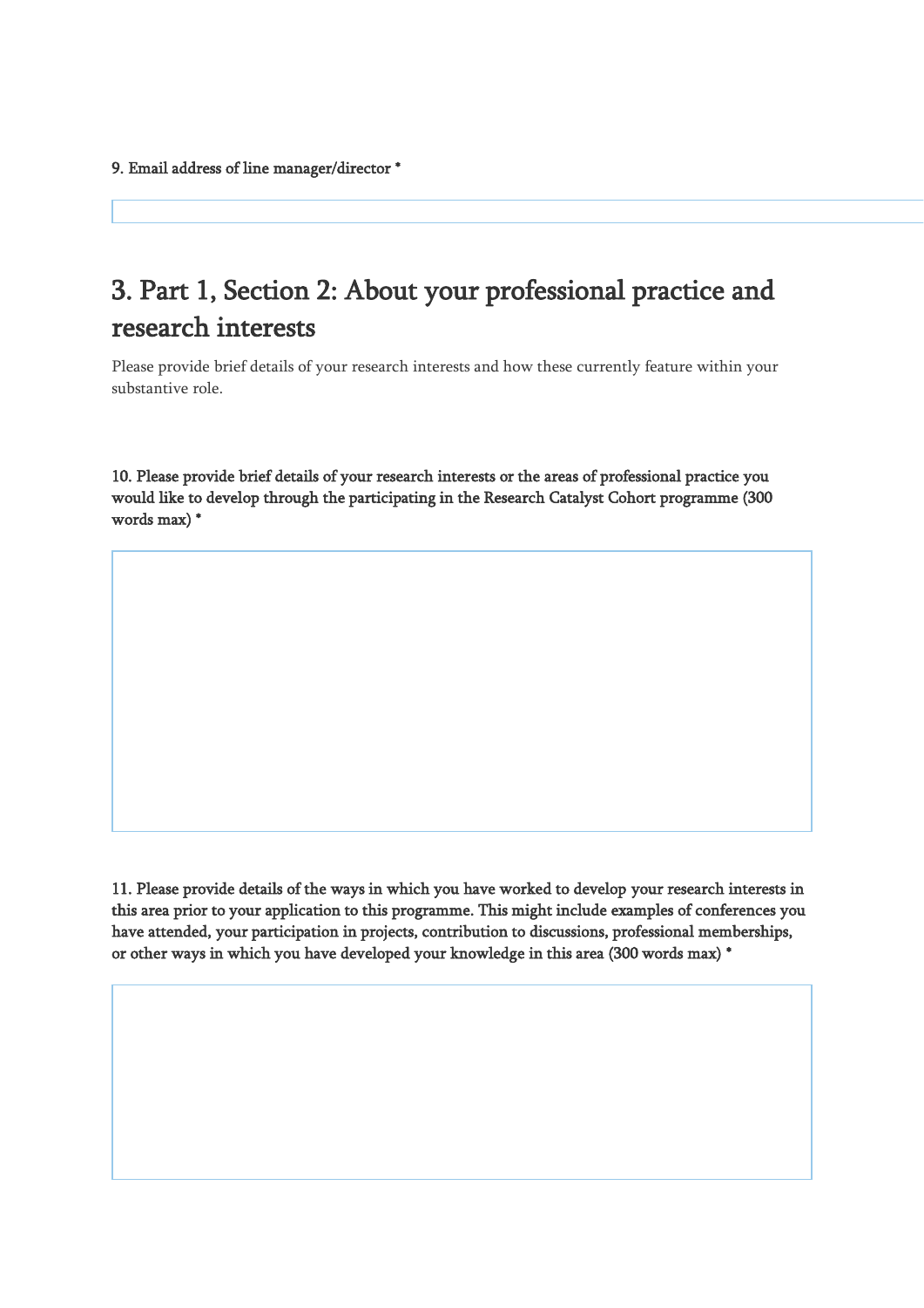9. Email address of line manager/director *

## 3. Part 1, Section 2: About your professional practice and research interests

Please provide brief details of your research interests and how these currently feature within your substantive role.

10. Please provide brief details of your research interests or the areas of professional practice you would like to develop through the participating in the Research Catalyst Cohort programme (300 words max) *

11. Please provide details of the ways in which you have worked to develop your research interests in this area prior to your application to this programme. This might include examples of conferences you have attended, your participation in projects, contribution to discussions, professional memberships, or other ways in which you have developed your knowledge in this area (300 words max) *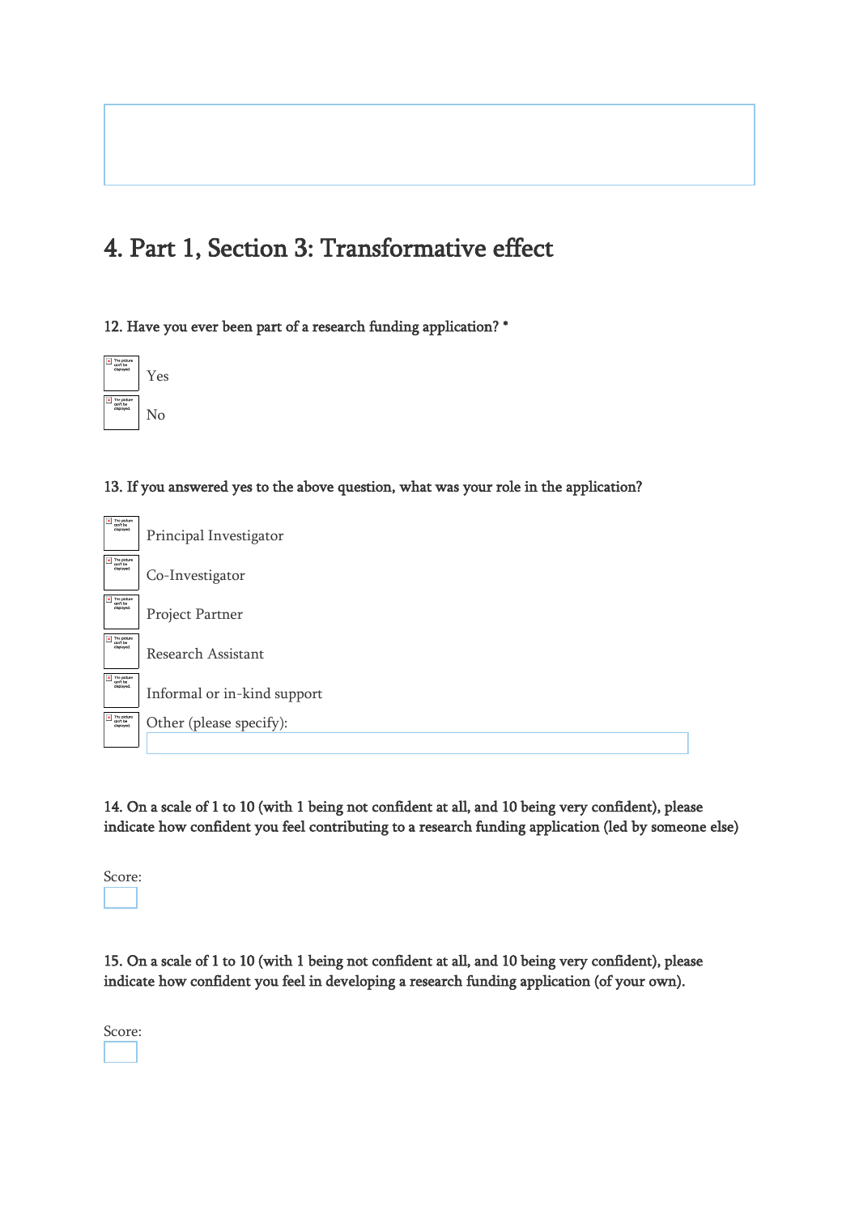## 4. Part 1, Section 3: Transformative effect

**12. Have you ever been part of a research funding application? \***

- [ ] Yes
- [ ] No

**13. If you answered yes to the above question, what was your role in the application?**

- [ ] Principal Investigator
- [ ] Co-Investigator
- [ ] Project Partner
- [ ] Research Assistant
- [ ] Informal or in-kind support
- [ ] Other (please specify):

**14. On a scale of 1 to 10 (with 1 being not confident at all, and 10 being very confident), please indicate how confident you feel contributing to a research funding application (led by someone else)**

Score:

**15. On a scale of 1 to 10 (with 1 being not confident at all, and 10 being very confident), please indicate how confident you feel in developing a research funding application (of your own).**

Score: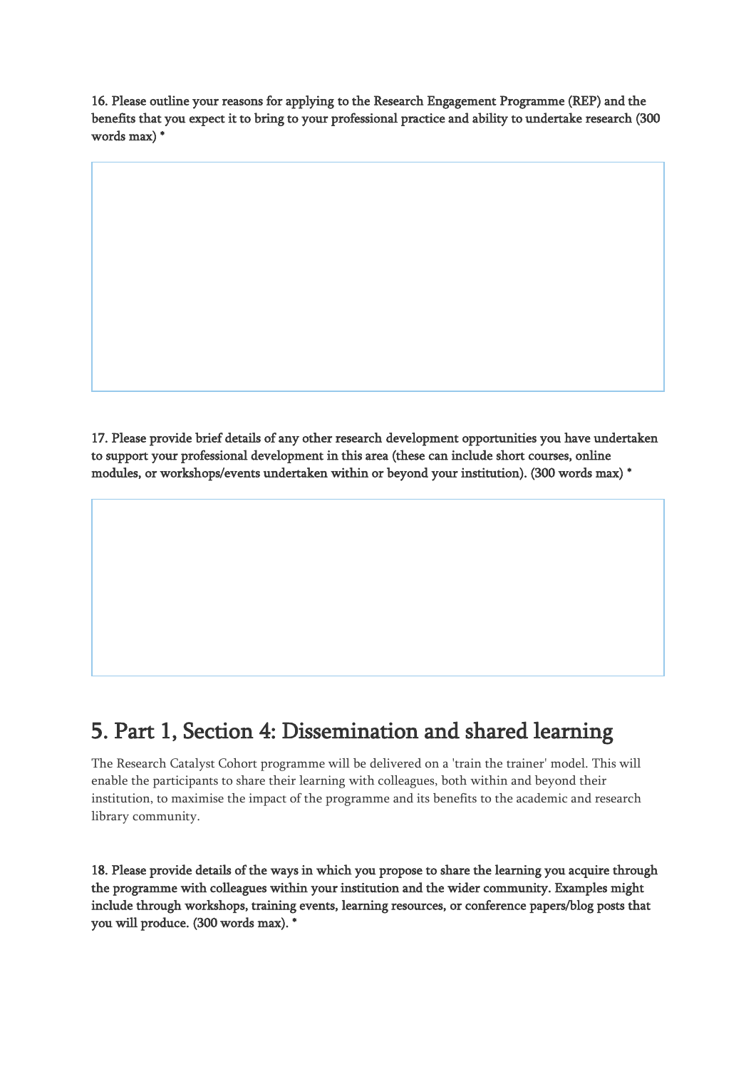**16. Please outline your reasons for applying to the Research Engagement Programme (REP) and the benefits that you expect it to bring to your professional practice and ability to undertake research (300 words max) ***

**17. Please provide brief details of any other research development opportunities you have undertaken to support your professional development in this area (these can include short courses, online modules, or workshops/events undertaken within or beyond your institution). (300 words max) ***

## 5. Part 1, Section 4: Dissemination and shared learning

The Research Catalyst Cohort programme will be delivered on a 'train the trainer' model. This will enable the participants to share their learning with colleagues, both within and beyond their institution, to maximise the impact of the programme and its benefits to the academic and research library community.

**18. Please provide details of the ways in which you propose to share the learning you acquire through the programme with colleagues within your institution and the wider community. Examples might include through workshops, training events, learning resources, or conference papers/blog posts that you will produce. (300 words max). ***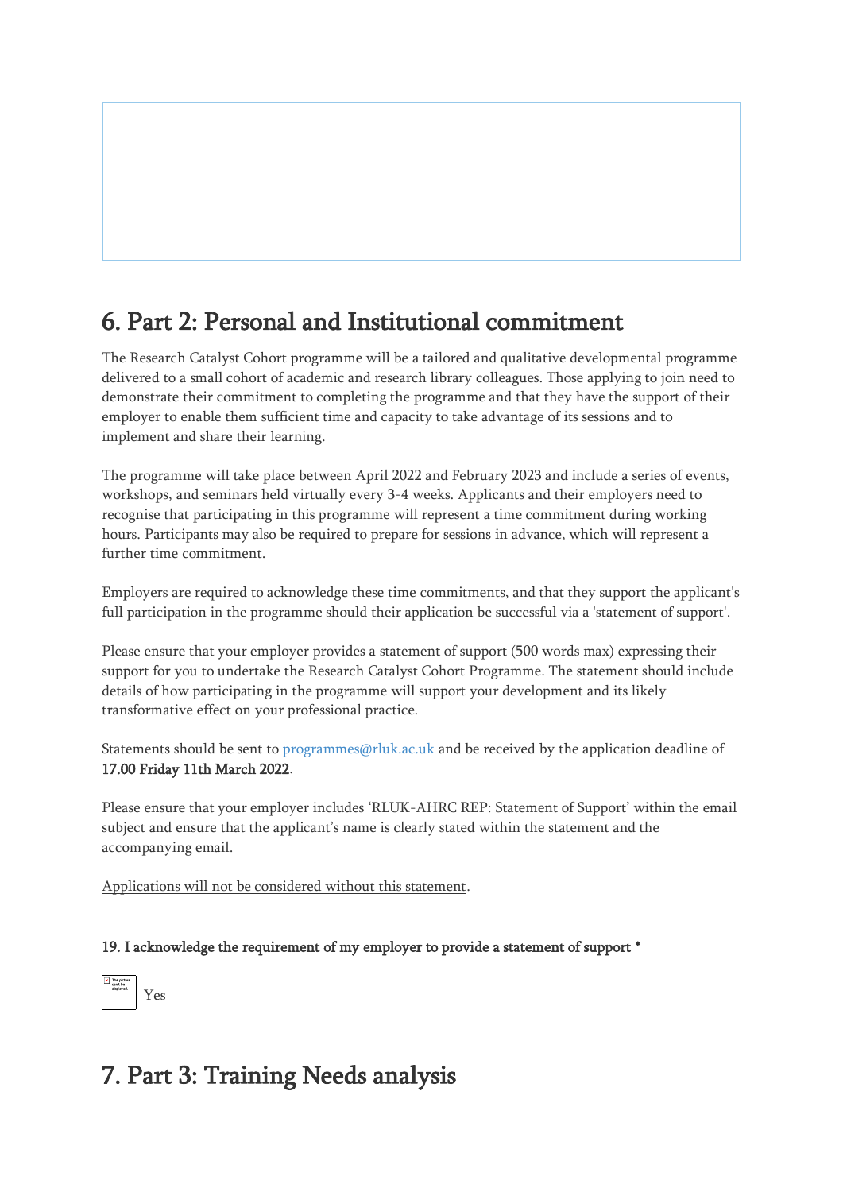## 6. Part 2: Personal and Institutional commitment

The Research Catalyst Cohort programme will be a tailored and qualitative developmental programme delivered to a small cohort of academic and research library colleagues. Those applying to join need to demonstrate their commitment to completing the programme and that they have the support of their employer to enable them sufficient time and capacity to take advantage of its sessions and to implement and share their learning.

The programme will take place between April 2022 and February 2023 and include a series of events, workshops, and seminars held virtually every 3-4 weeks. Applicants and their employers need to recognise that participating in this programme will represent a time commitment during working hours. Participants may also be required to prepare for sessions in advance, which will represent a further time commitment.

Employers are required to acknowledge these time commitments, and that they support the applicant's full participation in the programme should their application be successful via a 'statement of support'.

Please ensure that your employer provides a statement of support (500 words max) expressing their support for you to undertake the Research Catalyst Cohort Programme. The statement should include details of how participating in the programme will support your development and its likely transformative effect on your professional practice.

Statements should be sent to programmes@rluk.ac.uk and be received by the application deadline of **17.00 Friday 11th March 2022**.

Please ensure that your employer includes 'RLUK-AHRC REP: Statement of Support' within the email subject and ensure that the applicant's name is clearly stated within the statement and the accompanying email.

Applications will not be considered without this statement.

**19. I acknowledge the requirement of my employer to provide a statement of support \***

☐ Yes

## 7. Part 3: Training Needs analysis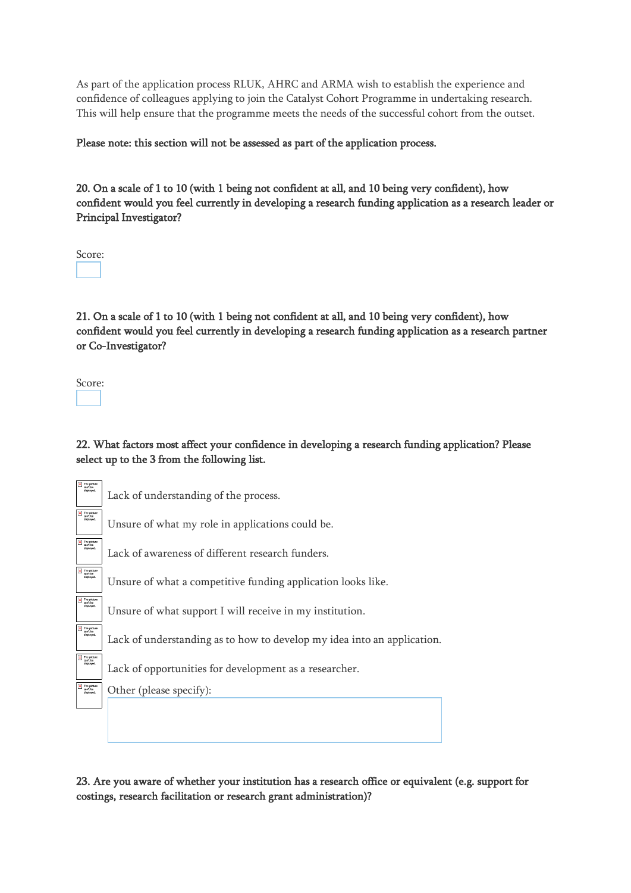As part of the application process RLUK, AHRC and ARMA wish to establish the experience and confidence of colleagues applying to join the Catalyst Cohort Programme in undertaking research. This will help ensure that the programme meets the needs of the successful cohort from the outset.

**Please note: this section will not be assessed as part of the application process.**

**20. On a scale of 1 to 10 (with 1 being not confident at all, and 10 being very confident), how confident would you feel currently in developing a research funding application as a research leader or Principal Investigator?**

Score:

**21. On a scale of 1 to 10 (with 1 being not confident at all, and 10 being very confident), how confident would you feel currently in developing a research funding application as a research partner or Co-Investigator?**

Score:

**22. What factors most affect your confidence in developing a research funding application? Please select up to the 3 from the following list.**

- ☐ Lack of understanding of the process.
- ☐ Unsure of what my role in applications could be.
- ☐ Lack of awareness of different research funders.
- ☐ Unsure of what a competitive funding application looks like.
- ☐ Unsure of what support I will receive in my institution.
- ☐ Lack of understanding as to how to develop my idea into an application.
- ☐ Lack of opportunities for development as a researcher.
- ☐ Other (please specify):

**23. Are you aware of whether your institution has a research office or equivalent (e.g. support for costings, research facilitation or research grant administration)?**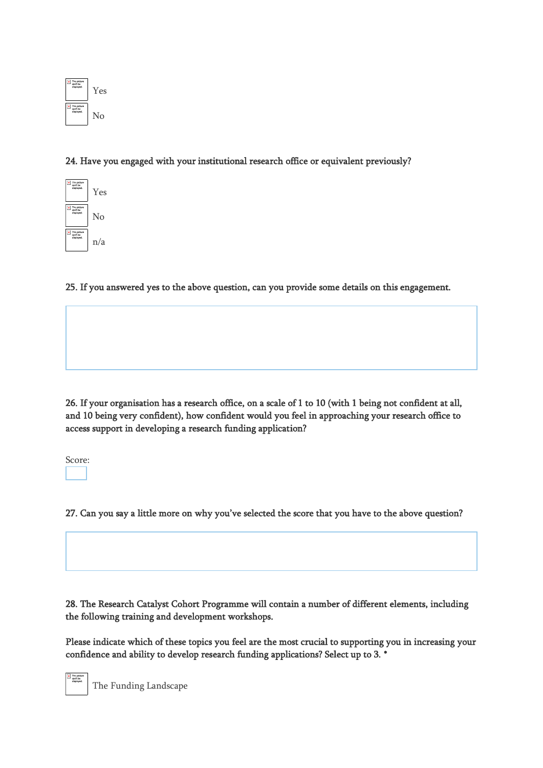- [ ] Yes
- [ ] No

24. Have you engaged with your institutional research office or equivalent previously?

- [ ] Yes
- [ ] No
- [ ] n/a

25. If you answered yes to the above question, can you provide some details on this engagement.

26. If your organisation has a research office, on a scale of 1 to 10 (with 1 being not confident at all, and 10 being very confident), how confident would you feel in approaching your research office to access support in developing a research funding application?

Score:

27. Can you say a little more on why you've selected the score that you have to the above question?

28. The Research Catalyst Cohort Programme will contain a number of different elements, including the following training and development workshops.

Please indicate which of these topics you feel are the most crucial to supporting you in increasing your confidence and ability to develop research funding applications? Select up to 3. *

- [ ] The Funding Landscape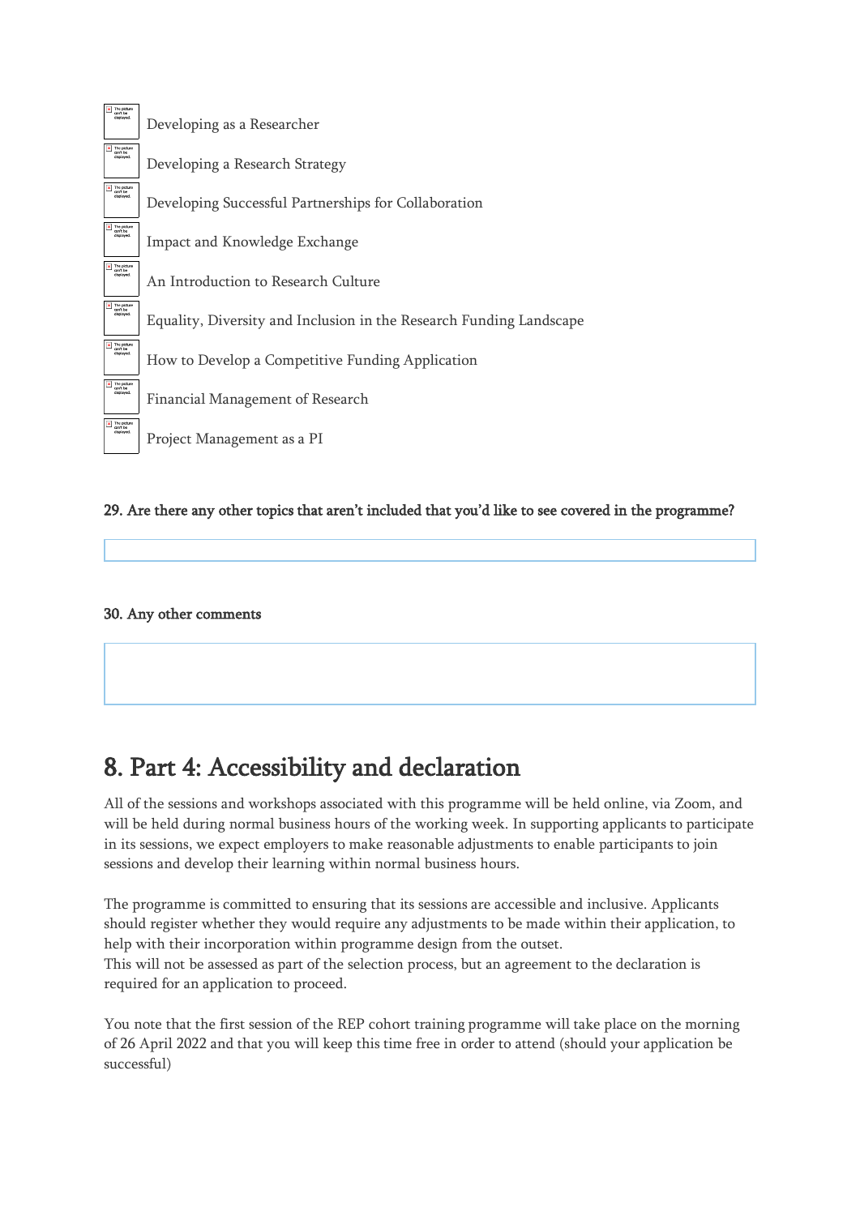- Developing as a Researcher
- Developing a Research Strategy
- Developing Successful Partnerships for Collaboration
- Impact and Knowledge Exchange
- An Introduction to Research Culture
- Equality, Diversity and Inclusion in the Research Funding Landscape
- How to Develop a Competitive Funding Application
- Financial Management of Research
- Project Management as a PI

**29. Are there any other topics that aren't included that you'd like to see covered in the programme?**

**30. Any other comments**

# 8. Part 4: Accessibility and declaration

All of the sessions and workshops associated with this programme will be held online, via Zoom, and will be held during normal business hours of the working week. In supporting applicants to participate in its sessions, we expect employers to make reasonable adjustments to enable participants to join sessions and develop their learning within normal business hours.

The programme is committed to ensuring that its sessions are accessible and inclusive. Applicants should register whether they would require any adjustments to be made within their application, to help with their incorporation within programme design from the outset.
This will not be assessed as part of the selection process, but an agreement to the declaration is required for an application to proceed.

You note that the first session of the REP cohort training programme will take place on the morning of 26 April 2022 and that you will keep this time free in order to attend (should your application be successful)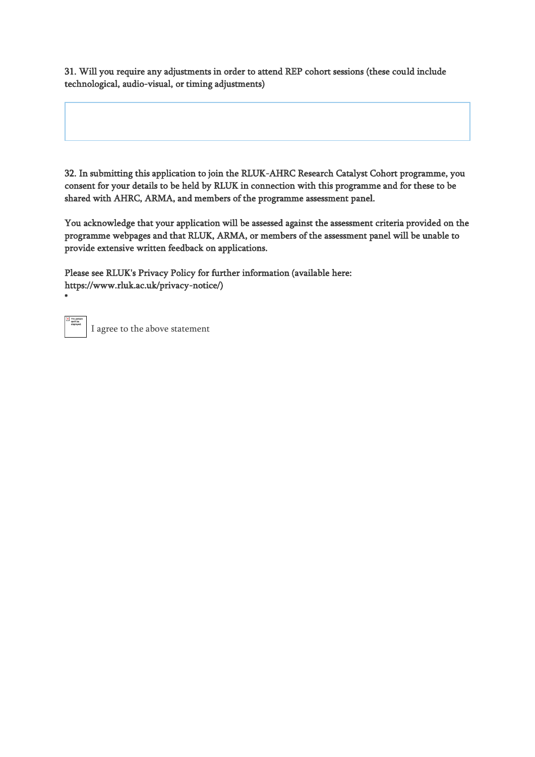**31. Will you require any adjustments in order to attend REP cohort sessions (these could include technological, audio-visual, or timing adjustments)**

**32. In submitting this application to join the RLUK-AHRC Research Catalyst Cohort programme, you consent for your details to be held by RLUK in connection with this programme and for these to be shared with AHRC, ARMA, and members of the programme assessment panel.**

**You acknowledge that your application will be assessed against the assessment criteria provided on the programme webpages and that RLUK, ARMA, or members of the assessment panel will be unable to provide extensive written feedback on applications.**

**Please see RLUK's Privacy Policy for further information (available here: https://www.rluk.ac.uk/privacy-notice/)**
**\***

☐ I agree to the above statement